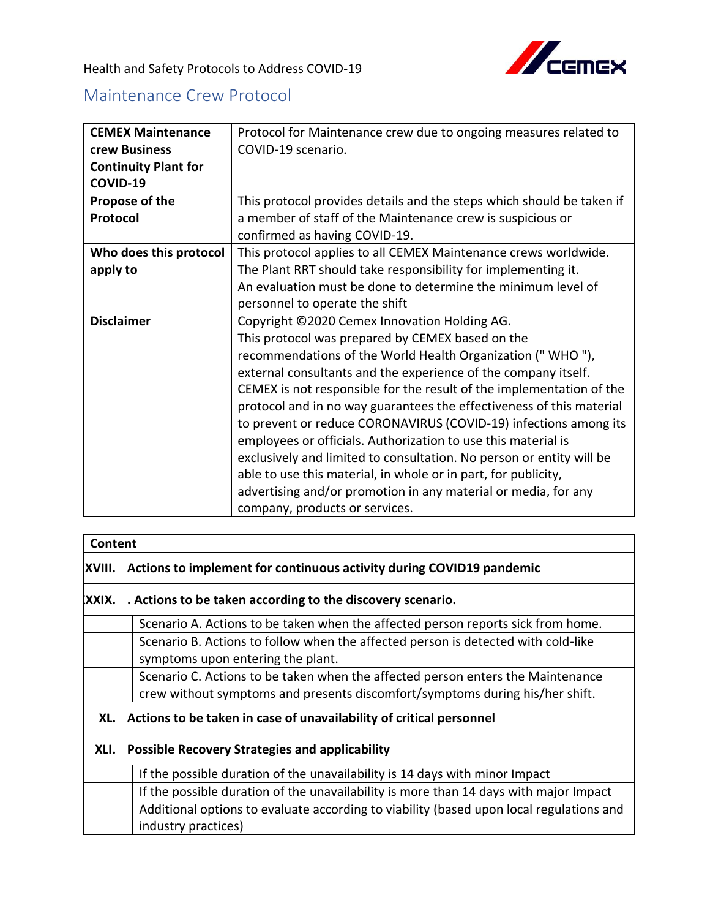Health and Safety Protocols to Address COVID-19

## Maintenance Crew Protocol

| | |
|---|---|
| **CEMEX Maintenance crew Business Continuity Plant for COVID-19** | Protocol for Maintenance crew due to ongoing measures related to COVID-19 scenario. |
| **Propose of the Protocol** | This protocol provides details and the steps which should be taken if a member of staff of the Maintenance crew is suspicious or confirmed as having COVID-19. |
| **Who does this protocol apply to** | This protocol applies to all CEMEX Maintenance crews worldwide. The Plant RRT should take responsibility for implementing it. An evaluation must be done to determine the minimum level of personnel to operate the shift |
| **Disclaimer** | Copyright ©2020 Cemex Innovation Holding AG. This protocol was prepared by CEMEX based on the recommendations of the World Health Organization (" WHO "), external consultants and the experience of the company itself. CEMEX is not responsible for the result of the implementation of the protocol and in no way guarantees the effectiveness of this material to prevent or reduce CORONAVIRUS (COVID-19) infections among its employees or officials. Authorization to use this material is exclusively and limited to consultation. No person or entity will be able to use this material, in whole or in part, for publicity, advertising and/or promotion in any material or media, for any company, products or services. |

| **Content** | |
|---|---|
| **XXVIII.** | **Actions to implement for continuous activity during COVID19 pandemic** |
| **XXXIX.** | **. Actions to be taken according to the discovery scenario.** |
| | Scenario A. Actions to be taken when the affected person reports sick from home. |
| | Scenario B. Actions to follow when the affected person is detected with cold-like symptoms upon entering the plant. |
| | Scenario C. Actions to be taken when the affected person enters the Maintenance crew without symptoms and presents discomfort/symptoms during his/her shift. |
| **XL.** | **Actions to be taken in case of unavailability of critical personnel** |
| **XLI.** | **Possible Recovery Strategies and applicability** |
| | If the possible duration of the unavailability is 14 days with minor Impact |
| | If the possible duration of the unavailability is more than 14 days with major Impact |
| | Additional options to evaluate according to viability (based upon local regulations and industry practices) |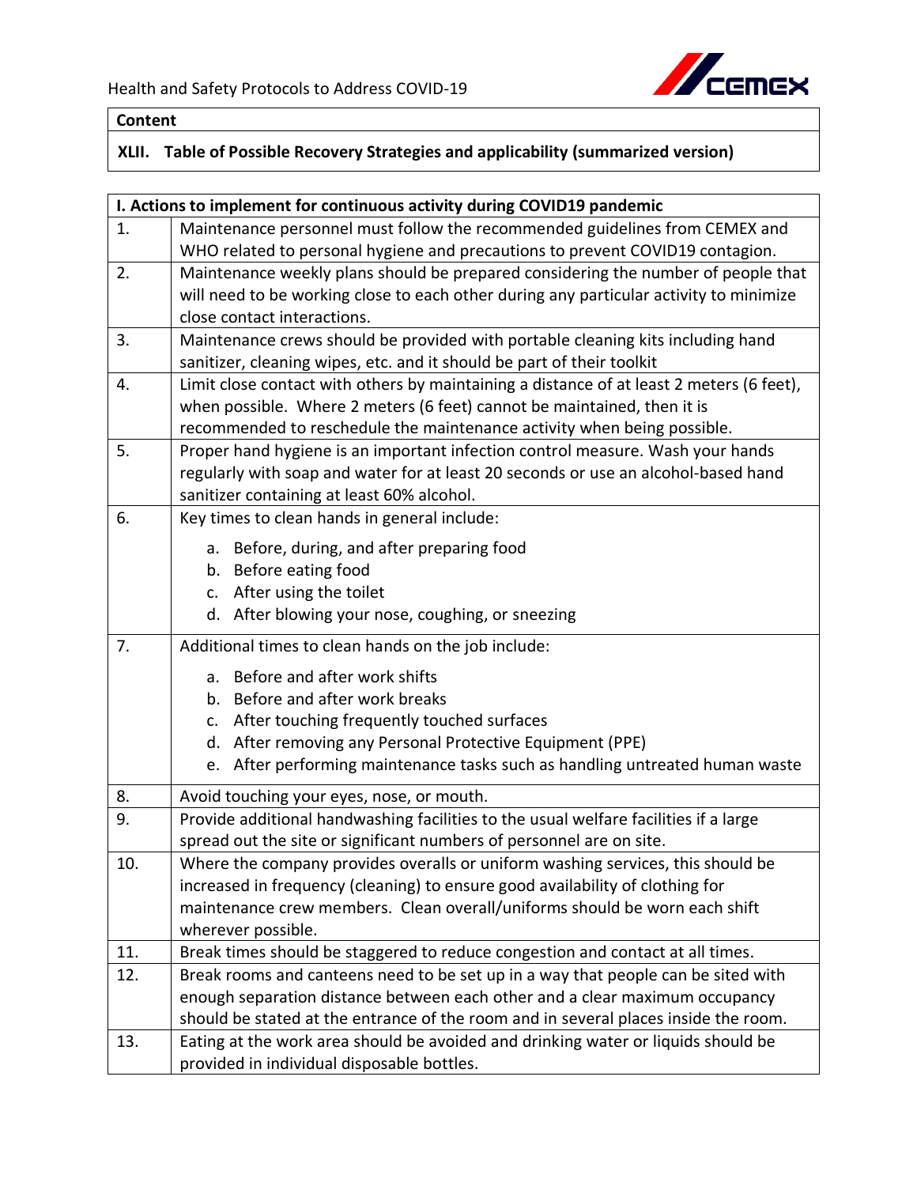**Content**

**XLII. Table of Possible Recovery Strategies and applicability (summarized version)**

| I. Actions to implement for continuous activity during COVID19 pandemic | |
|---|---|
| 1. | Maintenance personnel must follow the recommended guidelines from CEMEX and WHO related to personal hygiene and precautions to prevent COVID19 contagion. |
| 2. | Maintenance weekly plans should be prepared considering the number of people that will need to be working close to each other during any particular activity to minimize close contact interactions. |
| 3. | Maintenance crews should be provided with portable cleaning kits including hand sanitizer, cleaning wipes, etc. and it should be part of their toolkit |
| 4. | Limit close contact with others by maintaining a distance of at least 2 meters (6 feet), when possible. Where 2 meters (6 feet) cannot be maintained, then it is recommended to reschedule the maintenance activity when being possible. |
| 5. | Proper hand hygiene is an important infection control measure. Wash your hands regularly with soap and water for at least 20 seconds or use an alcohol-based hand sanitizer containing at least 60% alcohol. |
| 6. | Key times to clean hands in general include:<br>a. Before, during, and after preparing food<br>b. Before eating food<br>c. After using the toilet<br>d. After blowing your nose, coughing, or sneezing |
| 7. | Additional times to clean hands on the job include:<br>a. Before and after work shifts<br>b. Before and after work breaks<br>c. After touching frequently touched surfaces<br>d. After removing any Personal Protective Equipment (PPE)<br>e. After performing maintenance tasks such as handling untreated human waste |
| 8. | Avoid touching your eyes, nose, or mouth. |
| 9. | Provide additional handwashing facilities to the usual welfare facilities if a large spread out the site or significant numbers of personnel are on site. |
| 10. | Where the company provides overalls or uniform washing services, this should be increased in frequency (cleaning) to ensure good availability of clothing for maintenance crew members. Clean overall/uniforms should be worn each shift wherever possible. |
| 11. | Break times should be staggered to reduce congestion and contact at all times. |
| 12. | Break rooms and canteens need to be set up in a way that people can be sited with enough separation distance between each other and a clear maximum occupancy should be stated at the entrance of the room and in several places inside the room. |
| 13. | Eating at the work area should be avoided and drinking water or liquids should be provided in individual disposable bottles. |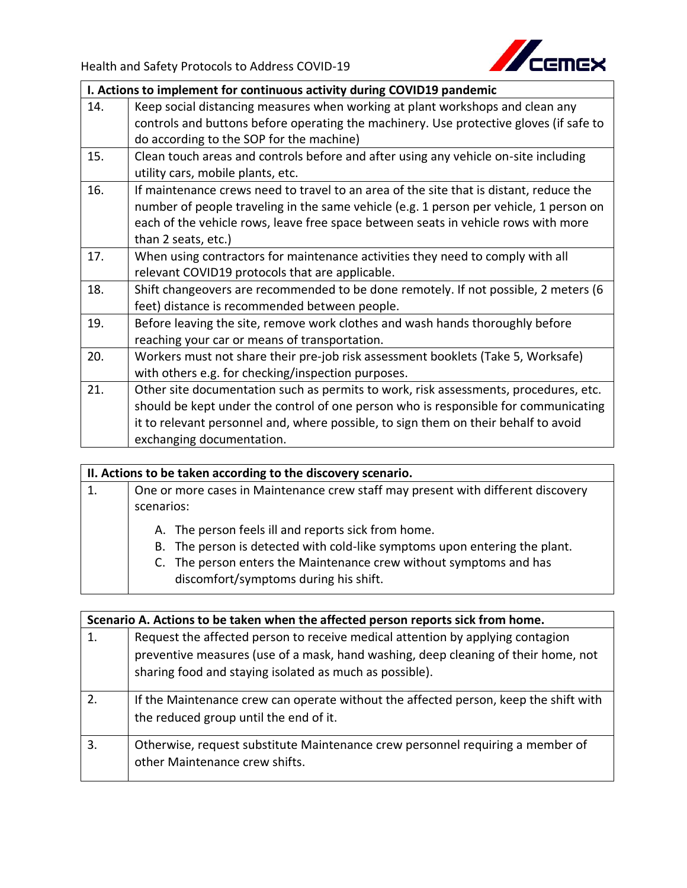| I. Actions to implement for continuous activity during COVID19 pandemic | |
|---|---|
| 14. | Keep social distancing measures when working at plant workshops and clean any controls and buttons before operating the machinery. Use protective gloves (if safe to do according to the SOP for the machine) |
| 15. | Clean touch areas and controls before and after using any vehicle on-site including utility cars, mobile plants, etc. |
| 16. | If maintenance crews need to travel to an area of the site that is distant, reduce the number of people traveling in the same vehicle (e.g. 1 person per vehicle, 1 person on each of the vehicle rows, leave free space between seats in vehicle rows with more than 2 seats, etc.) |
| 17. | When using contractors for maintenance activities they need to comply with all relevant COVID19 protocols that are applicable. |
| 18. | Shift changeovers are recommended to be done remotely. If not possible, 2 meters (6 feet) distance is recommended between people. |
| 19. | Before leaving the site, remove work clothes and wash hands thoroughly before reaching your car or means of transportation. |
| 20. | Workers must not share their pre-job risk assessment booklets (Take 5, Worksafe) with others e.g. for checking/inspection purposes. |
| 21. | Other site documentation such as permits to work, risk assessments, procedures, etc. should be kept under the control of one person who is responsible for communicating it to relevant personnel and, where possible, to sign them on their behalf to avoid exchanging documentation. |

| II. Actions to be taken according to the discovery scenario. | |
|---|---|
| 1. | One or more cases in Maintenance crew staff may present with different discovery scenarios:<br>A. The person feels ill and reports sick from home.<br>B. The person is detected with cold-like symptoms upon entering the plant.<br>C. The person enters the Maintenance crew without symptoms and has discomfort/symptoms during his shift. |

| Scenario A. Actions to be taken when the affected person reports sick from home. | |
|---|---|
| 1. | Request the affected person to receive medical attention by applying contagion preventive measures (use of a mask, hand washing, deep cleaning of their home, not sharing food and staying isolated as much as possible). |
| 2. | If the Maintenance crew can operate without the affected person, keep the shift with the reduced group until the end of it. |
| 3. | Otherwise, request substitute Maintenance crew personnel requiring a member of other Maintenance crew shifts. |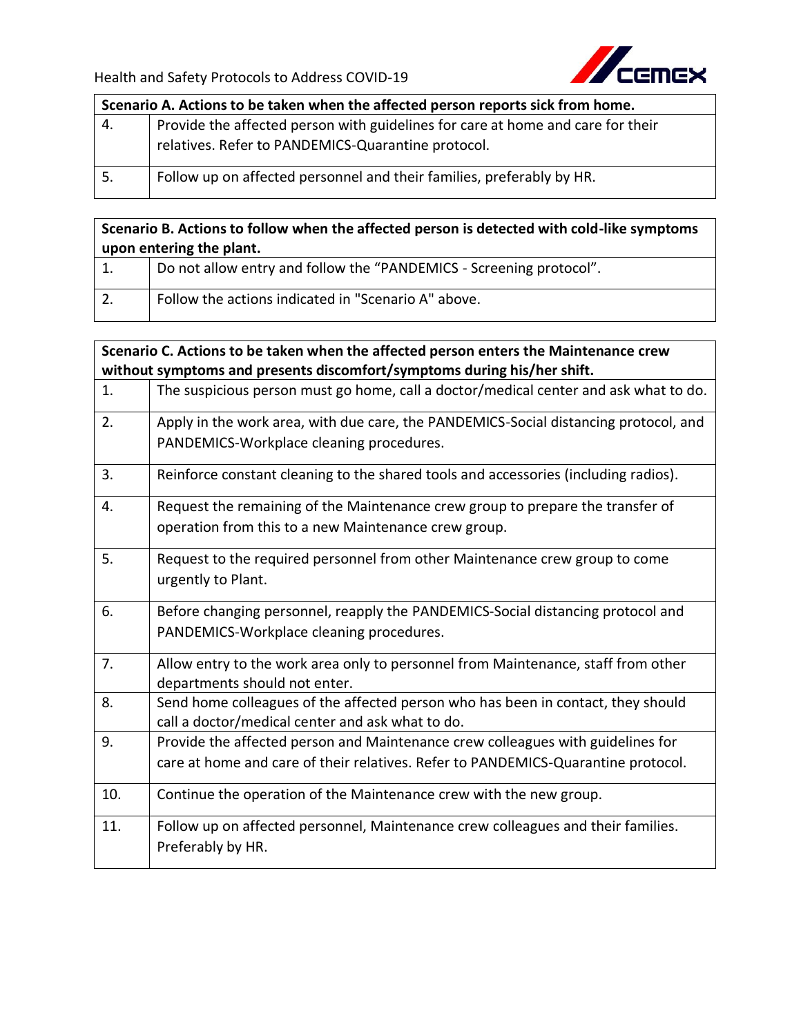| Scenario A. Actions to be taken when the affected person reports sick from home. | |
|---|---|
| 4. | Provide the affected person with guidelines for care at home and care for their relatives. Refer to PANDEMICS-Quarantine protocol. |
| 5. | Follow up on affected personnel and their families, preferably by HR. |

| Scenario B. Actions to follow when the affected person is detected with cold-like symptoms upon entering the plant. | |
|---|---|
| 1. | Do not allow entry and follow the "PANDEMICS - Screening protocol". |
| 2. | Follow the actions indicated in "Scenario A" above. |

| Scenario C. Actions to be taken when the affected person enters the Maintenance crew without symptoms and presents discomfort/symptoms during his/her shift. | |
|---|---|
| 1. | The suspicious person must go home, call a doctor/medical center and ask what to do. |
| 2. | Apply in the work area, with due care, the PANDEMICS-Social distancing protocol, and PANDEMICS-Workplace cleaning procedures. |
| 3. | Reinforce constant cleaning to the shared tools and accessories (including radios). |
| 4. | Request the remaining of the Maintenance crew group to prepare the transfer of operation from this to a new Maintenance crew group. |
| 5. | Request to the required personnel from other Maintenance crew group to come urgently to Plant. |
| 6. | Before changing personnel, reapply the PANDEMICS-Social distancing protocol and PANDEMICS-Workplace cleaning procedures. |
| 7. | Allow entry to the work area only to personnel from Maintenance, staff from other departments should not enter. |
| 8. | Send home colleagues of the affected person who has been in contact, they should call a doctor/medical center and ask what to do. |
| 9. | Provide the affected person and Maintenance crew colleagues with guidelines for care at home and care of their relatives. Refer to PANDEMICS-Quarantine protocol. |
| 10. | Continue the operation of the Maintenance crew with the new group. |
| 11. | Follow up on affected personnel, Maintenance crew colleagues and their families. Preferably by HR. |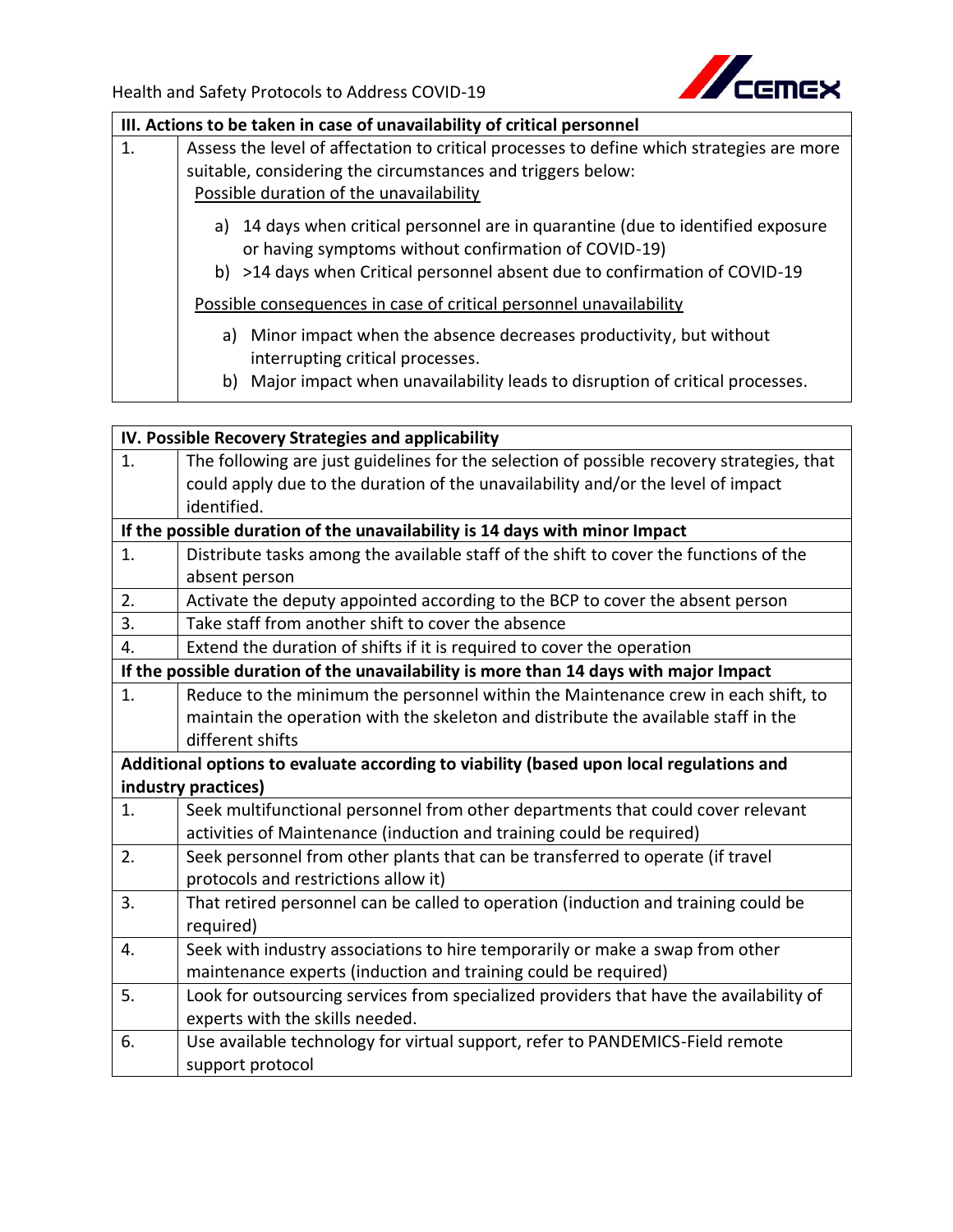| III. Actions to be taken in case of unavailability of critical personnel | |
|---|---|
| 1. | Assess the level of affectation to critical processes to define which strategies are more suitable, considering the circumstances and triggers below:<br>Possible duration of the unavailability<br>a) 14 days when critical personnel are in quarantine (due to identified exposure or having symptoms without confirmation of COVID-19)<br>b) >14 days when Critical personnel absent due to confirmation of COVID-19<br>Possible consequences in case of critical personnel unavailability<br>a) Minor impact when the absence decreases productivity, but without interrupting critical processes.<br>b) Major impact when unavailability leads to disruption of critical processes. |

| IV. Possible Recovery Strategies and applicability | |
|---|---|
| 1. | The following are just guidelines for the selection of possible recovery strategies, that could apply due to the duration of the unavailability and/or the level of impact identified. |
| **If the possible duration of the unavailability is 14 days with minor Impact** | |
| 1. | Distribute tasks among the available staff of the shift to cover the functions of the absent person |
| 2. | Activate the deputy appointed according to the BCP to cover the absent person |
| 3. | Take staff from another shift to cover the absence |
| 4. | Extend the duration of shifts if it is required to cover the operation |
| **If the possible duration of the unavailability is more than 14 days with major Impact** | |
| 1. | Reduce to the minimum the personnel within the Maintenance crew in each shift, to maintain the operation with the skeleton and distribute the available staff in the different shifts |
| **Additional options to evaluate according to viability (based upon local regulations and industry practices)** | |
| 1. | Seek multifunctional personnel from other departments that could cover relevant activities of Maintenance (induction and training could be required) |
| 2. | Seek personnel from other plants that can be transferred to operate (if travel protocols and restrictions allow it) |
| 3. | That retired personnel can be called to operation (induction and training could be required) |
| 4. | Seek with industry associations to hire temporarily or make a swap from other maintenance experts (induction and training could be required) |
| 5. | Look for outsourcing services from specialized providers that have the availability of experts with the skills needed. |
| 6. | Use available technology for virtual support, refer to PANDEMICS-Field remote support protocol |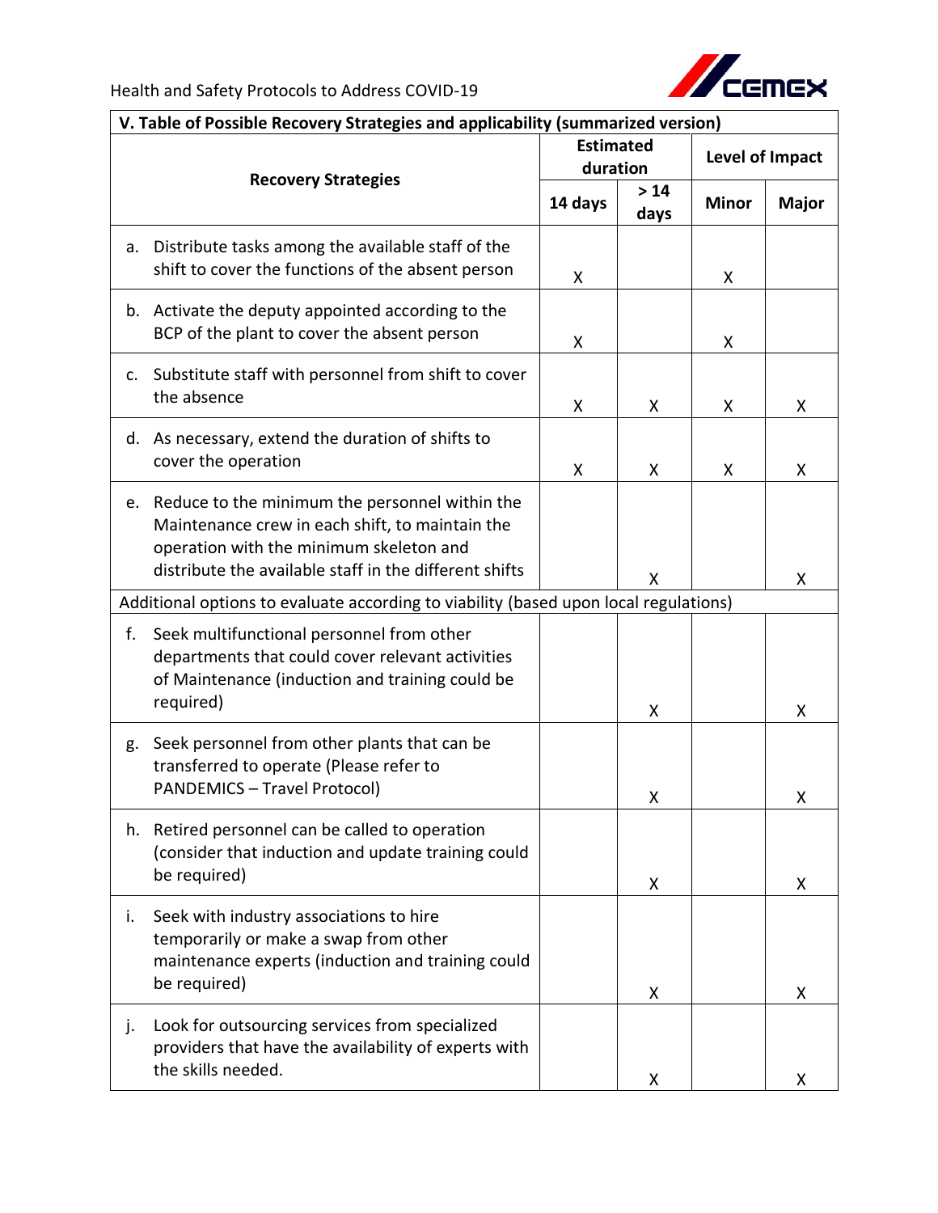| V. Table of Possible Recovery Strategies and applicability (summarized version) | | | | |
|---|---|---|---|---|
| Recovery Strategies | Estimated duration | | Level of Impact | |
| | 14 days | > 14 days | Minor | Major |
| a. Distribute tasks among the available staff of the shift to cover the functions of the absent person | X | | X | |
| b. Activate the deputy appointed according to the BCP of the plant to cover the absent person | X | | X | |
| c. Substitute staff with personnel from shift to cover the absence | X | X | X | X |
| d. As necessary, extend the duration of shifts to cover the operation | X | X | X | X |
| e. Reduce to the minimum the personnel within the Maintenance crew in each shift, to maintain the operation with the minimum skeleton and distribute the available staff in the different shifts | | X | | X |
| Additional options to evaluate according to viability (based upon local regulations) | | | | |
| f. Seek multifunctional personnel from other departments that could cover relevant activities of Maintenance (induction and training could be required) | | X | | X |
| g. Seek personnel from other plants that can be transferred to operate (Please refer to PANDEMICS – Travel Protocol) | | X | | X |
| h. Retired personnel can be called to operation (consider that induction and update training could be required) | | X | | X |
| i. Seek with industry associations to hire temporarily or make a swap from other maintenance experts (induction and training could be required) | | X | | X |
| j. Look for outsourcing services from specialized providers that have the availability of experts with the skills needed. | | X | | X |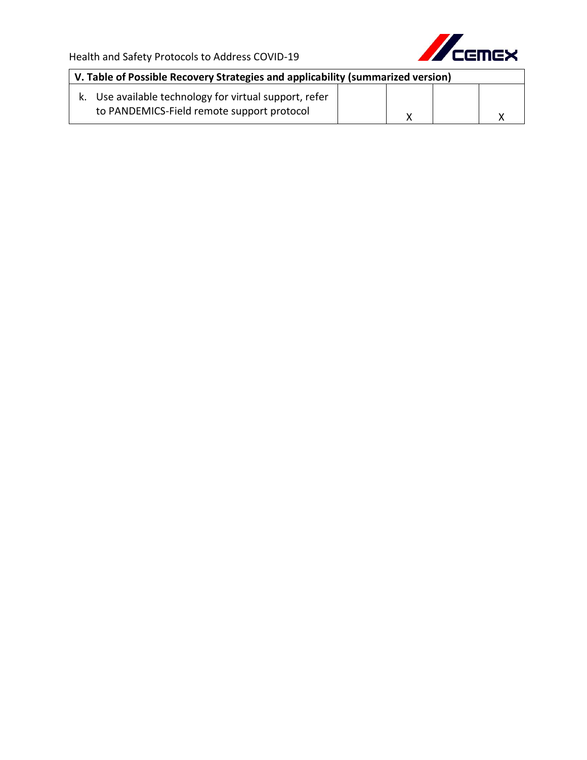| V. Table of Possible Recovery Strategies and applicability (summarized version) | | | | |
|---|---|---|---|---|
| k. Use available technology for virtual support, refer to PANDEMICS-Field remote support protocol | | X | | X |